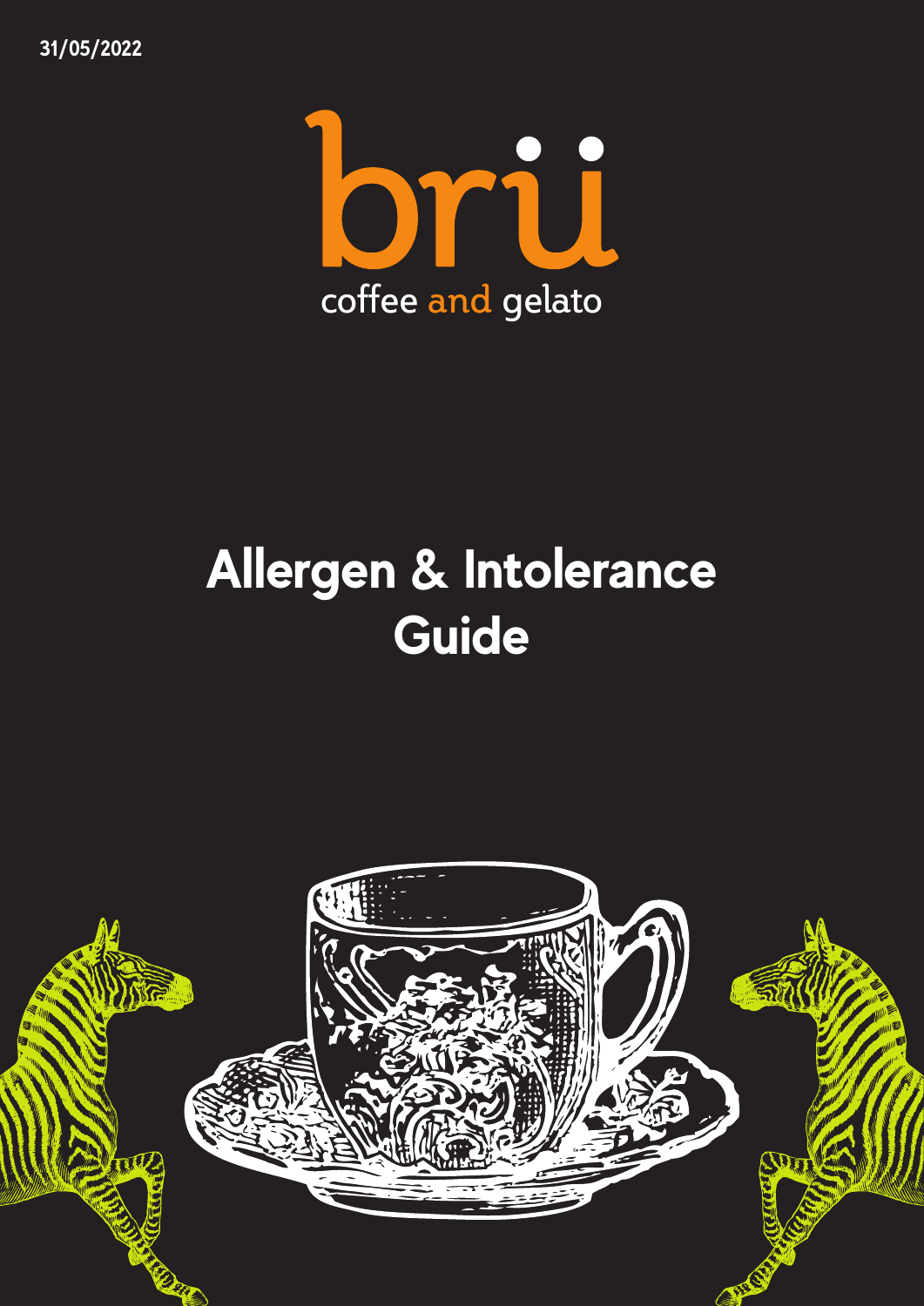31/05/2022

brü

coffee and gelato

# Allergen & Intolerance Guide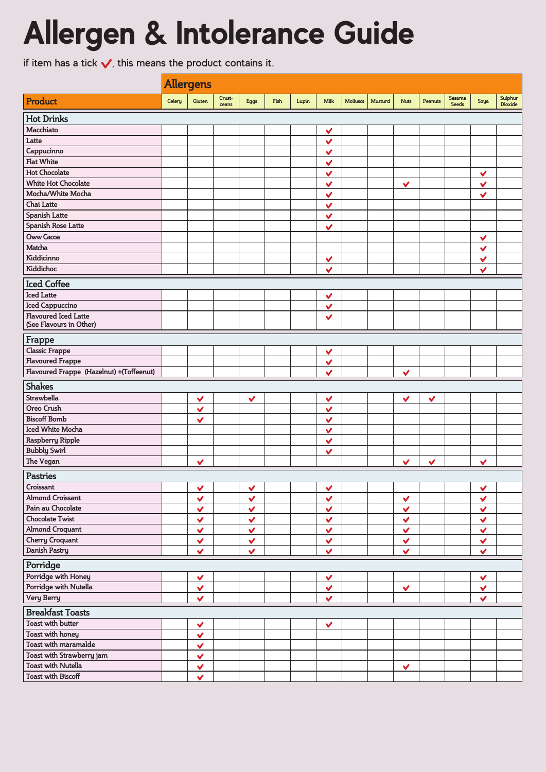# Allergen & Intolerance Guide

if item has a tick ✔, this means the product contains it.

| Product | Celery | Gluten | Crust-ceans | Eggs | Fish | Lupin | Milk | Molluscs | Mustard | Nuts | Peanuts | Sesame Seeds | Soya | Sulphur Dioxide |
|---|---|---|---|---|---|---|---|---|---|---|---|---|---|---|
| **Hot Drinks** | | | | | | | | | | | | | | |
| Macchiato | | | | | | | ✔ | | | | | | | |
| Latte | | | | | | | ✔ | | | | | | | |
| Cappucinno | | | | | | | ✔ | | | | | | | |
| Flat White | | | | | | | ✔ | | | | | | | |
| Hot Chocolate | | | | | | | ✔ | | | | | | ✔ | |
| White Hot Chocolate | | | | | | | ✔ | | | ✔ | | | ✔ | |
| Mocha/White Mocha | | | | | | | ✔ | | | | | | ✔ | |
| Chai Latte | | | | | | | ✔ | | | | | | | |
| Spanish Latte | | | | | | | ✔ | | | | | | | |
| Spanish Rose Latte | | | | | | | ✔ | | | | | | | |
| Oww Cacoa | | | | | | | | | | | | | ✔ | |
| Matcha | | | | | | | | | | | | | ✔ | |
| Kiddicinno | | | | | | | ✔ | | | | | | ✔ | |
| Kiddichoc | | | | | | | ✔ | | | | | | ✔ | |
| **Iced Coffee** | | | | | | | | | | | | | | |
| Iced Latte | | | | | | | ✔ | | | | | | | |
| Iced Cappuccino | | | | | | | ✔ | | | | | | | |
| Flavoured Iced Latte (See Flavours in Other) | | | | | | | ✔ | | | | | | | |
| **Frappe** | | | | | | | | | | | | | | |
| Classic Frappe | | | | | | | ✔ | | | | | | | |
| Flavoured Frappe | | | | | | | ✔ | | | | | | | |
| Flavoured Frappe (Hazelnut) +(Toffeenut) | | | | | | | ✔ | | | ✔ | | | | |
| **Shakes** | | | | | | | | | | | | | | |
| Strawbella | | ✔ | | ✔ | | | ✔ | | | ✔ | ✔ | | | |
| Oreo Crush | | ✔ | | | | | ✔ | | | | | | | |
| Biscoff Bomb | | ✔ | | | | | ✔ | | | | | | | |
| Iced White Mocha | | | | | | | ✔ | | | | | | | |
| Raspberry Ripple | | | | | | | ✔ | | | | | | | |
| Bubbly Swirl | | | | | | | ✔ | | | | | | | |
| The Vegan | | ✔ | | | | | | | | ✔ | ✔ | | ✔ | |
| **Pastries** | | | | | | | | | | | | | | |
| Croissant | | ✔ | | ✔ | | | ✔ | | | | | | ✔ | |
| Almond Croissant | | ✔ | | ✔ | | | ✔ | | | ✔ | | | ✔ | |
| Pain au Chocolate | | ✔ | | ✔ | | | ✔ | | | ✔ | | | ✔ | |
| Chocolate Twist | | ✔ | | ✔ | | | ✔ | | | ✔ | | | ✔ | |
| Almond Croquant | | ✔ | | ✔ | | | ✔ | | | ✔ | | | ✔ | |
| Cherry Croquant | | ✔ | | ✔ | | | ✔ | | | ✔ | | | ✔ | |
| Danish Pastry | | ✔ | | ✔ | | | ✔ | | | ✔ | | | ✔ | |
| **Porridge** | | | | | | | | | | | | | | |
| Porridge with Honey | | ✔ | | | | | ✔ | | | | | | ✔ | |
| Porridge with Nutella | | ✔ | | | | | ✔ | | | ✔ | | | ✔ | |
| Very Berry | | ✔ | | | | | ✔ | | | | | | ✔ | |
| **Breakfast Toasts** | | | | | | | | | | | | | | |
| Toast with butter | | ✔ | | | | | ✔ | | | | | | | |
| Toast with honey | | ✔ | | | | | | | | | | | | |
| Toast with maramalde | | ✔ | | | | | | | | | | | | |
| Toast with Strawberry jam | | ✔ | | | | | | | | | | | | |
| Toast with Nutella | | ✔ | | | | | | | | ✔ | | | | |
| Toast with Biscoff | | ✔ | | | | | | | | | | | | |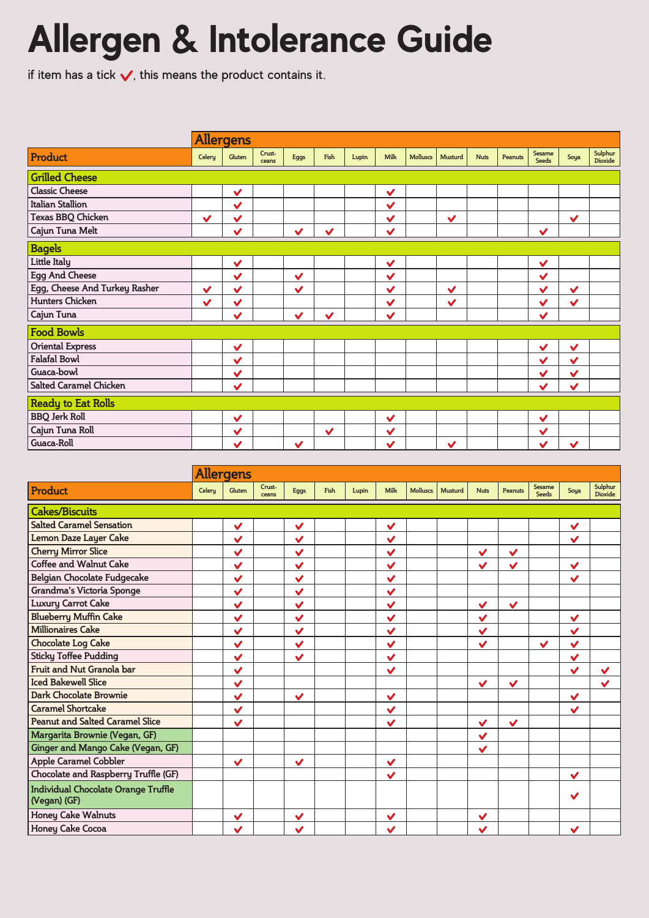# Allergen & Intolerance Guide

if item has a tick ✔, this means the product contains it.

| Product | Allergens | | | | | | | | | | | | | |
|---|---|---|---|---|---|---|---|---|---|---|---|---|---|---|
| | Celery | Gluten | Crust-ceans | Eggs | Fish | Lupin | Milk | Molluscs | Musturd | Nuts | Peanuts | Sesame Seeds | Soya | Sulphur Dioxide |
| **Grilled Cheese** | | | | | | | | | | | | | | |
| Classic Cheese | | ✔ | | | | | ✔ | | | | | | | |
| Italian Stallion | | ✔ | | | | | ✔ | | | | | | | |
| Texas BBQ Chicken | ✔ | ✔ | | | | | ✔ | | ✔ | | | | ✔ | |
| Cajun Tuna Melt | | ✔ | | ✔ | ✔ | | ✔ | | | | | ✔ | | |
| **Bagels** | | | | | | | | | | | | | | |
| Little Italy | | ✔ | | | | | ✔ | | | | | ✔ | | |
| Egg And Cheese | | ✔ | | ✔ | | | ✔ | | | | | ✔ | | |
| Egg, Cheese And Turkey Rasher | ✔ | ✔ | | ✔ | | | ✔ | | ✔ | | | ✔ | ✔ | |
| Hunters Chicken | ✔ | ✔ | | | | | ✔ | | ✔ | | | ✔ | ✔ | |
| Cajun Tuna | | ✔ | | ✔ | ✔ | | ✔ | | | | | ✔ | | |
| **Food Bowls** | | | | | | | | | | | | | | |
| Oriental Express | | ✔ | | | | | | | | | | ✔ | ✔ | |
| Falafal Bowl | | ✔ | | | | | | | | | | ✔ | ✔ | |
| Guaca-bowl | | ✔ | | | | | | | | | | ✔ | ✔ | |
| Salted Caramel Chicken | | ✔ | | | | | | | | | | ✔ | ✔ | |
| **Ready to Eat Rolls** | | | | | | | | | | | | | | |
| BBQ Jerk Roll | | ✔ | | | | | ✔ | | | | | ✔ | | |
| Cajun Tuna Roll | | ✔ | | | ✔ | | ✔ | | | | | ✔ | | |
| Guaca-Roll | | ✔ | | ✔ | | | ✔ | | ✔ | | | ✔ | ✔ | |

| Product | Allergens | | | | | | | | | | | | | |
|---|---|---|---|---|---|---|---|---|---|---|---|---|---|---|
| | Celery | Gluten | Crust-ceans | Eggs | Fish | Lupin | Milk | Molluscs | Musturd | Nuts | Peanuts | Sesame Seeds | Soya | Sulphur Dioxide |
| **Cakes/Biscuits** | | | | | | | | | | | | | | |
| Salted Caramel Sensation | | ✔ | | ✔ | | | ✔ | | | | | | ✔ | |
| Lemon Daze Layer Cake | | ✔ | | ✔ | | | ✔ | | | | | | ✔ | |
| Cherry Mirror Slice | | ✔ | | ✔ | | | ✔ | | | ✔ | ✔ | | | |
| Coffee and Walnut Cake | | ✔ | | ✔ | | | ✔ | | | ✔ | ✔ | | ✔ | |
| Belgian Chocolate Fudgecake | | ✔ | | ✔ | | | ✔ | | | | | | ✔ | |
| Grandma's Victoria Sponge | | ✔ | | ✔ | | | ✔ | | | | | | | |
| Luxury Carrot Cake | | ✔ | | ✔ | | | ✔ | | | ✔ | ✔ | | | |
| Blueberry Muffin Cake | | ✔ | | ✔ | | | ✔ | | | ✔ | | | ✔ | |
| Millionaires Cake | | ✔ | | ✔ | | | ✔ | | | ✔ | | | ✔ | |
| Chocolate Log Cake | | ✔ | | ✔ | | | ✔ | | | ✔ | | ✔ | ✔ | |
| Sticky Toffee Pudding | | ✔ | | ✔ | | | ✔ | | | | | | ✔ | |
| Fruit and Nut Granola bar | | ✔ | | | | | ✔ | | | | | | ✔ | ✔ |
| Iced Bakewell Slice | | ✔ | | | | | | | | ✔ | ✔ | | | ✔ |
| Dark Chocolate Brownie | | ✔ | | ✔ | | | ✔ | | | | | | ✔ | |
| Caramel Shortcake | | ✔ | | | | | ✔ | | | | | | ✔ | |
| Peanut and Salted Caramel Slice | | ✔ | | | | | ✔ | | | ✔ | ✔ | | | |
| Margarita Brownie (Vegan, GF) | | | | | | | | | | ✔ | | | | |
| Ginger and Mango Cake (Vegan, GF) | | | | | | | | | | ✔ | | | | |
| Apple Caramel Cobbler | | ✔ | | ✔ | | | ✔ | | | | | | | |
| Chocolate and Raspberry Truffle (GF) | | | | | | | ✔ | | | | | | ✔ | |
| Individual Chocolate Orange Truffle (Vegan) (GF) | | | | | | | | | | | | | ✔ | |
| Honey Cake Walnuts | | ✔ | | ✔ | | | ✔ | | | ✔ | | | | |
| Honey Cake Cocoa | | ✔ | | ✔ | | | ✔ | | | ✔ | | | ✔ | |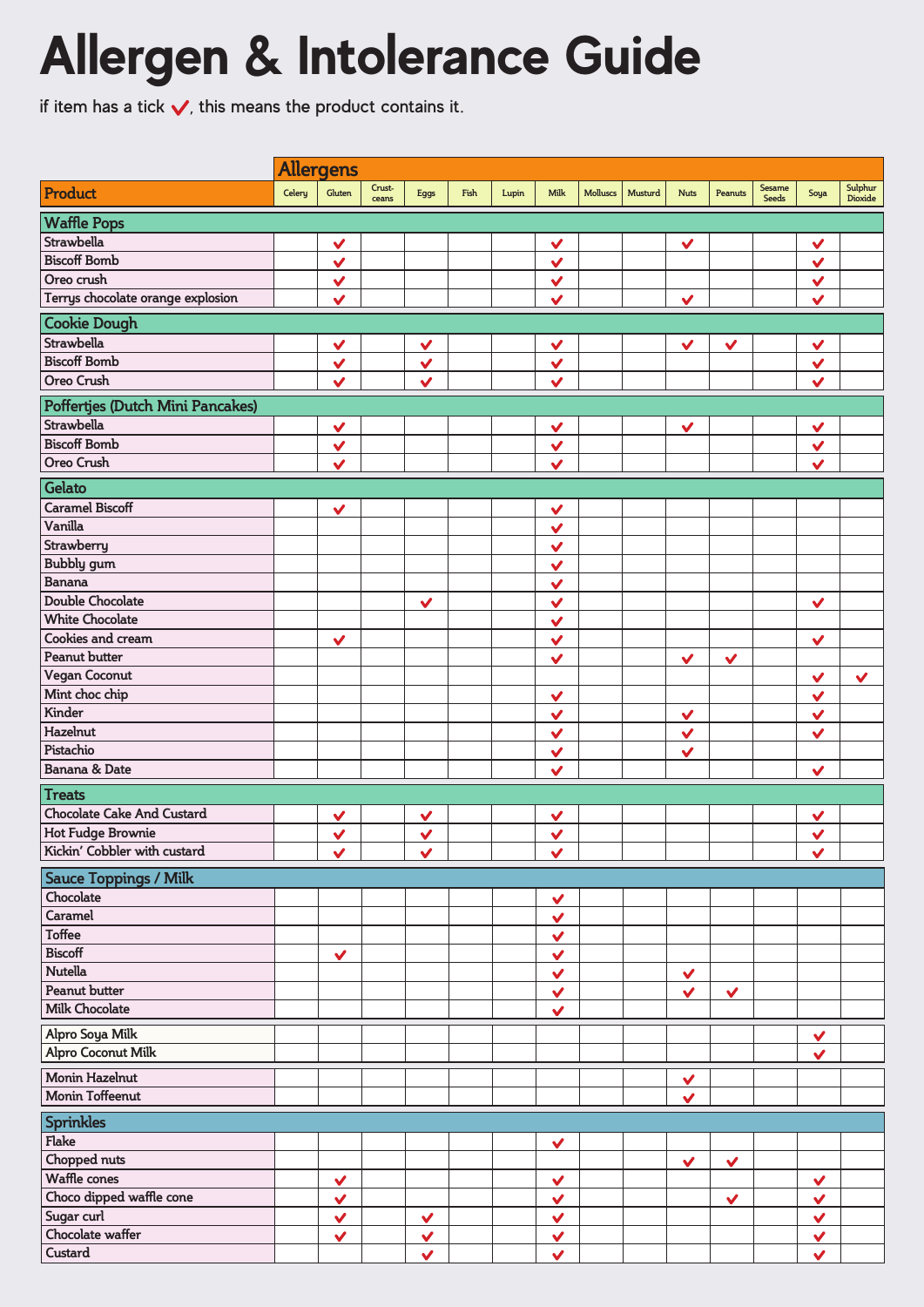# Allergen & Intolerance Guide

if item has a tick ✔, this means the product contains it.

| | Allergens | | | | | | | | | | | | | |
|---|---|---|---|---|---|---|---|---|---|---|---|---|---|---|
| **Product** | Celery | Gluten | Crust-ceans | Eggs | Fish | Lupin | Milk | Molluscs | Musturd | Nuts | Peanuts | Sesame Seeds | Soya | Sulphur Dioxide |
| **Waffle Pops** | | | | | | | | | | | | | | |
| Strawbella | | ✔ | | | | | ✔ | | | ✔ | | | ✔ | |
| Biscoff Bomb | | ✔ | | | | | ✔ | | | | | | ✔ | |
| Oreo crush | | ✔ | | | | | ✔ | | | | | | ✔ | |
| Terrys chocolate orange explosion | | ✔ | | | | | ✔ | | | ✔ | | | ✔ | |
| **Cookie Dough** | | | | | | | | | | | | | | |
| Strawbella | | ✔ | | ✔ | | | ✔ | | | ✔ | ✔ | | ✔ | |
| Biscoff Bomb | | ✔ | | ✔ | | | ✔ | | | | | | ✔ | |
| Oreo Crush | | ✔ | | ✔ | | | ✔ | | | | | | ✔ | |
| **Poffertjes (Dutch Mini Pancakes)** | | | | | | | | | | | | | | |
| Strawbella | | ✔ | | | | | ✔ | | | ✔ | | | ✔ | |
| Biscoff Bomb | | ✔ | | | | | ✔ | | | | | | ✔ | |
| Oreo Crush | | ✔ | | | | | ✔ | | | | | | ✔ | |
| **Gelato** | | | | | | | | | | | | | | |
| Caramel Biscoff | | ✔ | | | | | ✔ | | | | | | | |
| Vanilla | | | | | | | ✔ | | | | | | | |
| Strawberry | | | | | | | ✔ | | | | | | | |
| Bubbly gum | | | | | | | ✔ | | | | | | | |
| Banana | | | | | | | ✔ | | | | | | | |
| Double Chocolate | | | | ✔ | | | ✔ | | | | | | ✔ | |
| White Chocolate | | | | | | | ✔ | | | | | | | |
| Cookies and cream | | ✔ | | | | | ✔ | | | | | | ✔ | |
| Peanut butter | | | | | | | ✔ | | | ✔ | ✔ | | | |
| Vegan Coconut | | | | | | | | | | | | | ✔ | ✔ |
| Mint choc chip | | | | | | | ✔ | | | | | | ✔ | |
| Kinder | | | | | | | ✔ | | | ✔ | | | ✔ | |
| Hazelnut | | | | | | | ✔ | | | ✔ | | | ✔ | |
| Pistachio | | | | | | | ✔ | | | ✔ | | | | |
| Banana & Date | | | | | | | ✔ | | | | | | ✔ | |
| **Treats** | | | | | | | | | | | | | | |
| Chocolate Cake And Custard | | ✔ | | ✔ | | | ✔ | | | | | | ✔ | |
| Hot Fudge Brownie | | ✔ | | ✔ | | | ✔ | | | | | | ✔ | |
| Kickin' Cobbler with custard | | ✔ | | ✔ | | | ✔ | | | | | | ✔ | |
| **Sauce Toppings / Milk** | | | | | | | | | | | | | | |
| Chocolate | | | | | | | ✔ | | | | | | | |
| Caramel | | | | | | | ✔ | | | | | | | |
| Toffee | | | | | | | ✔ | | | | | | | |
| Biscoff | | ✔ | | | | | ✔ | | | | | | | |
| Nutella | | | | | | | ✔ | | | ✔ | | | | |
| Peanut butter | | | | | | | ✔ | | | ✔ | ✔ | | | |
| Milk Chocolate | | | | | | | ✔ | | | | | | | |
| Alpro Soya Milk | | | | | | | | | | | | | ✔ | |
| Alpro Coconut Milk | | | | | | | | | | | | | ✔ | |
| Monin Hazelnut | | | | | | | | | | ✔ | | | | |
| Monin Toffeenut | | | | | | | | | | ✔ | | | | |
| **Sprinkles** | | | | | | | | | | | | | | |
| Flake | | | | | | | ✔ | | | | | | | |
| Chopped nuts | | | | | | | | | | ✔ | ✔ | | | |
| Waffle cones | | ✔ | | | | | ✔ | | | | | | ✔ | |
| Choco dipped waffle cone | | ✔ | | | | | ✔ | | | | ✔ | | ✔ | |
| Sugar curl | | ✔ | | ✔ | | | ✔ | | | | | | ✔ | |
| Chocolate wafer | | ✔ | | ✔ | | | ✔ | | | | | | ✔ | |
| Custard | | | | ✔ | | | ✔ | | | | | | ✔ | |